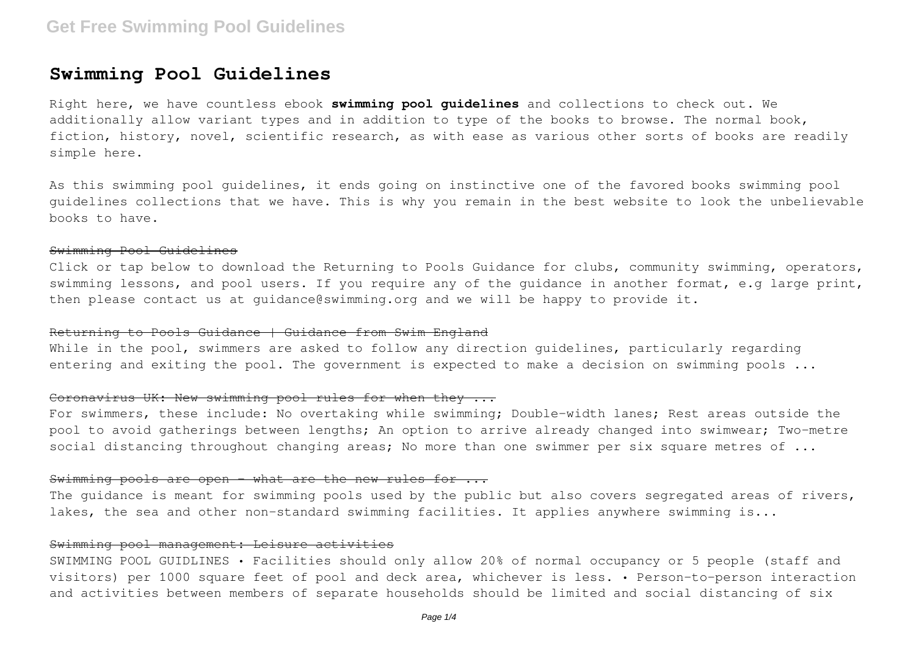# Swimming Pool Guidelines

Right here, we have countless ebook **swimming pool guidelines** and collections to check out. We additionally allow variant types and in addition to type of the books to browse. The normal book, fiction, history, novel, scientific research, as with ease as various other sorts of books are readily simple here.

As this swimming pool guidelines, it ends going on instinctive one of the favored books swimming pool guidelines collections that we have. This is why you remain in the best website to look the unbelievable books to have.

## ~~Swimming Pool Guidelines~~

Click or tap below to download the Returning to Pools Guidance for clubs, community swimming, operators, swimming lessons, and pool users. If you require any of the guidance in another format, e.g large print, then please contact us at guidance@swimming.org and we will be happy to provide it.

## ~~Returning to Pools Guidance | Guidance from Swim England~~

While in the pool, swimmers are asked to follow any direction guidelines, particularly regarding entering and exiting the pool. The government is expected to make a decision on swimming pools ...

## ~~Coronavirus UK: New swimming pool rules for when they ...~~

For swimmers, these include: No overtaking while swimming; Double-width lanes; Rest areas outside the pool to avoid gatherings between lengths; An option to arrive already changed into swimwear; Two-metre social distancing throughout changing areas; No more than one swimmer per six square metres of ...

## ~~Swimming pools are open - what are the new rules for ...~~

The guidance is meant for swimming pools used by the public but also covers segregated areas of rivers, lakes, the sea and other non-standard swimming facilities. It applies anywhere swimming is...

## ~~Swimming pool management: Leisure activities~~

SWIMMING POOL GUIDLINES • Facilities should only allow 20% of normal occupancy or 5 people (staff and visitors) per 1000 square feet of pool and deck area, whichever is less. • Person-to-person interaction and activities between members of separate households should be limited and social distancing of six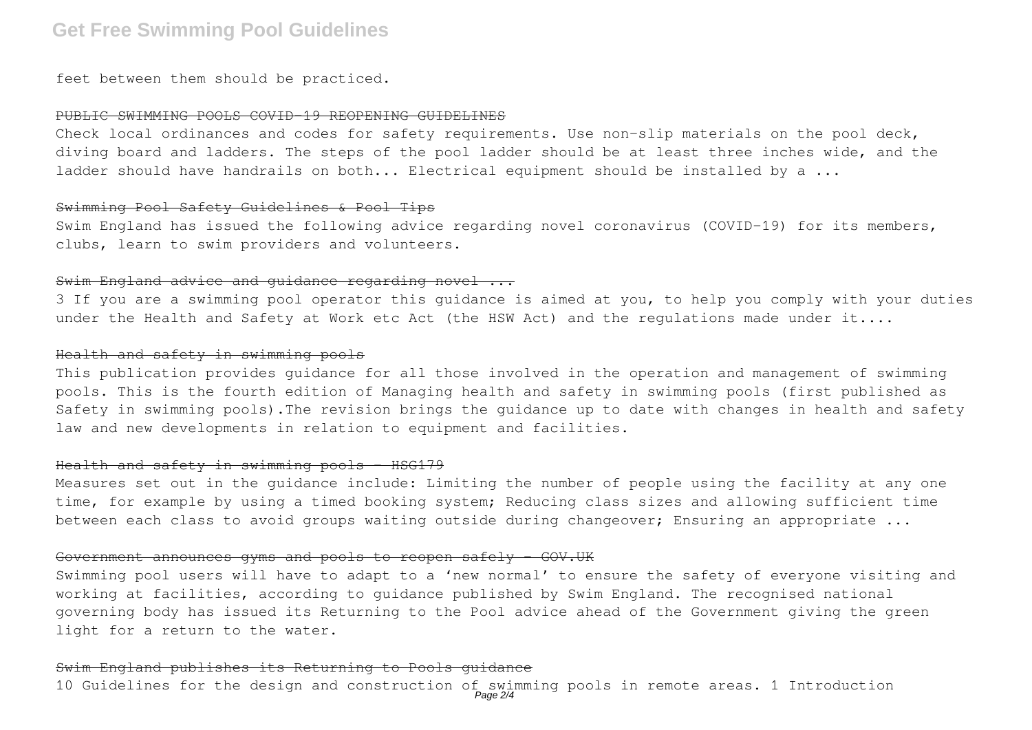feet between them should be practiced.

## PUBLIC SWIMMING POOLS COVID-19 REOPENING GUIDELINES

Check local ordinances and codes for safety requirements. Use non-slip materials on the pool deck, diving board and ladders. The steps of the pool ladder should be at least three inches wide, and the ladder should have handrails on both... Electrical equipment should be installed by a ...

## Swimming Pool Safety Guidelines & Pool Tips

Swim England has issued the following advice regarding novel coronavirus (COVID-19) for its members, clubs, learn to swim providers and volunteers.

## Swim England advice and guidance regarding novel ...

3 If you are a swimming pool operator this guidance is aimed at you, to help you comply with your duties under the Health and Safety at Work etc Act (the HSW Act) and the regulations made under it....

## Health and safety in swimming pools

This publication provides guidance for all those involved in the operation and management of swimming pools. This is the fourth edition of Managing health and safety in swimming pools (first published as Safety in swimming pools).The revision brings the guidance up to date with changes in health and safety law and new developments in relation to equipment and facilities.

## Health and safety in swimming pools - HSG179

Measures set out in the guidance include: Limiting the number of people using the facility at any one time, for example by using a timed booking system; Reducing class sizes and allowing sufficient time between each class to avoid groups waiting outside during changeover; Ensuring an appropriate ...

## Government announces gyms and pools to reopen safely - GOV.UK

Swimming pool users will have to adapt to a 'new normal' to ensure the safety of everyone visiting and working at facilities, according to guidance published by Swim England. The recognised national governing body has issued its Returning to the Pool advice ahead of the Government giving the green light for a return to the water.

## Swim England publishes its Returning to Pools guidance

10 Guidelines for the design and construction of swimming pools in remote areas. 1 Introduction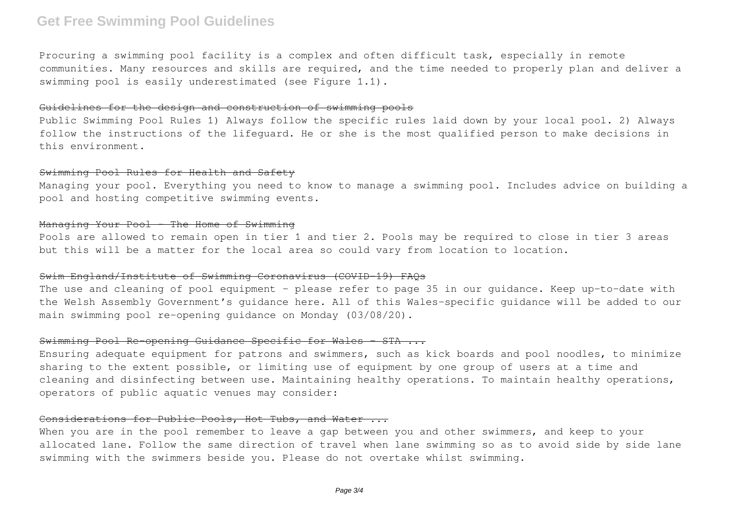Procuring a swimming pool facility is a complex and often difficult task, especially in remote communities. Many resources and skills are required, and the time needed to properly plan and deliver a swimming pool is easily underestimated (see Figure 1.1).

~~Guidelines for the design and construction of swimming pools~~

Public Swimming Pool Rules 1) Always follow the specific rules laid down by your local pool. 2) Always follow the instructions of the lifeguard. He or she is the most qualified person to make decisions in this environment.

~~Swimming Pool Rules for Health and Safety~~

Managing your pool. Everything you need to know to manage a swimming pool. Includes advice on building a pool and hosting competitive swimming events.

~~Managing Your Pool - The Home of Swimming~~

Pools are allowed to remain open in tier 1 and tier 2. Pools may be required to close in tier 3 areas but this will be a matter for the local area so could vary from location to location.

~~Swim England/Institute of Swimming Coronavirus (COVID-19) FAQs~~

The use and cleaning of pool equipment – please refer to page 35 in our guidance. Keep up-to-date with the Welsh Assembly Government's guidance here. All of this Wales-specific guidance will be added to our main swimming pool re-opening guidance on Monday (03/08/20).

~~Swimming Pool Re-opening Guidance Specific for Wales - STA ...~~

Ensuring adequate equipment for patrons and swimmers, such as kick boards and pool noodles, to minimize sharing to the extent possible, or limiting use of equipment by one group of users at a time and cleaning and disinfecting between use. Maintaining healthy operations. To maintain healthy operations, operators of public aquatic venues may consider:

~~Considerations for Public Pools, Hot Tubs, and Water ...~~

When you are in the pool remember to leave a gap between you and other swimmers, and keep to your allocated lane. Follow the same direction of travel when lane swimming so as to avoid side by side lane swimming with the swimmers beside you. Please do not overtake whilst swimming.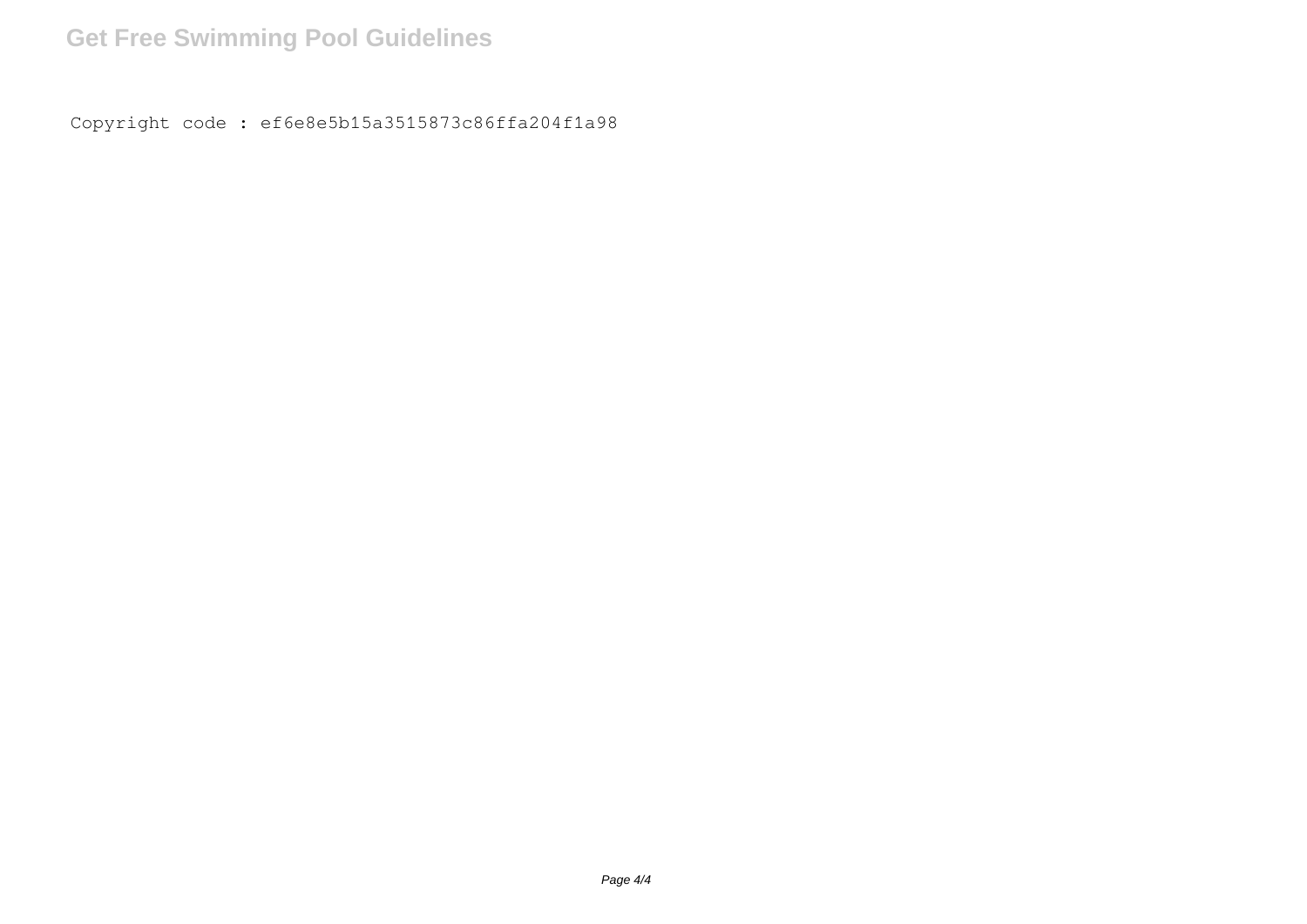Copyright code : ef6e8e5b15a3515873c86ffa204f1a98